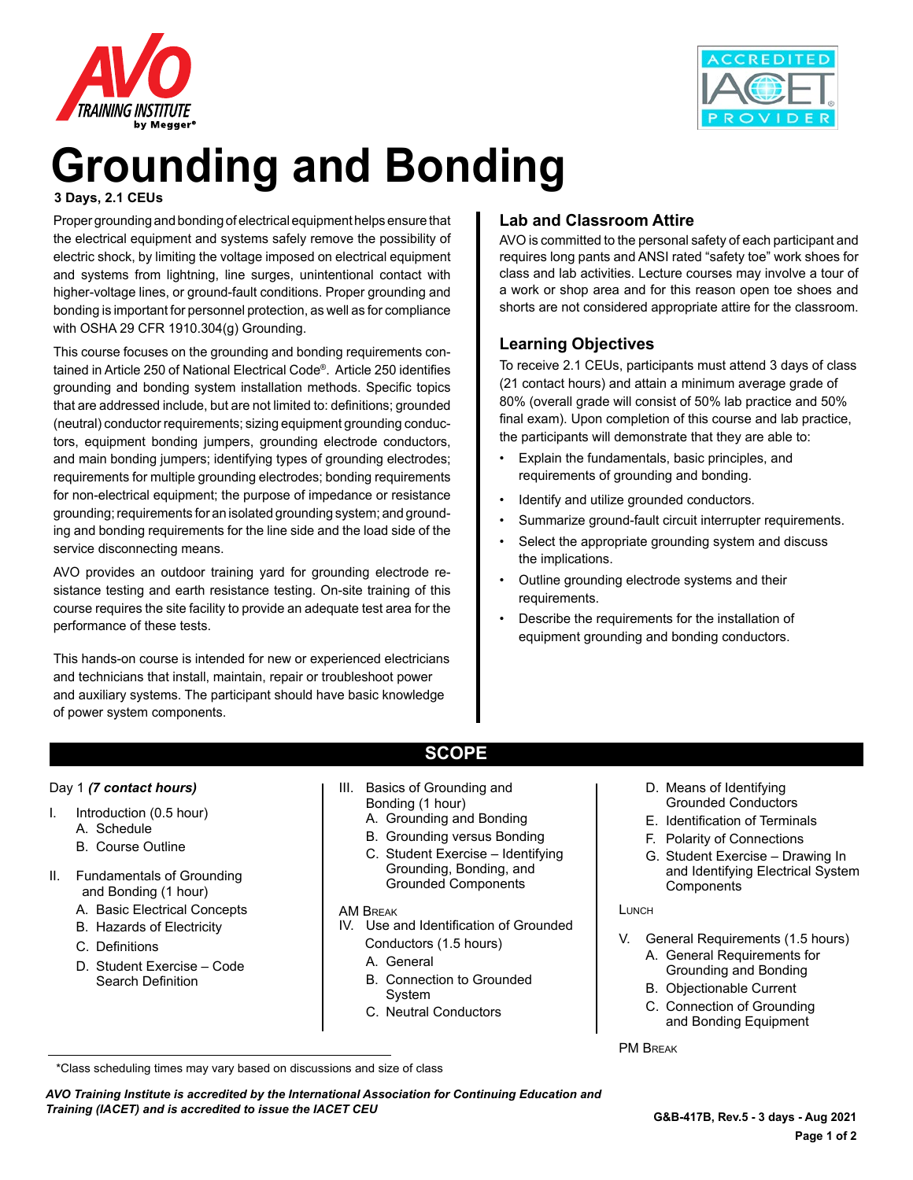# Grounding and Bonding

**3 Days, 2.1 CEUs**

Proper grounding and bonding of electrical equipment helps ensure that the electrical equipment and systems safely remove the possibility of electric shock, by limiting the voltage imposed on electrical equipment and systems from lightning, line surges, unintentional contact with higher-voltage lines, or ground-fault conditions. Proper grounding and bonding is important for personnel protection, as well as for compliance with OSHA 29 CFR 1910.304(g) Grounding.

This course focuses on the grounding and bonding requirements contained in Article 250 of National Electrical Code®. Article 250 identifies grounding and bonding system installation methods. Specific topics that are addressed include, but are not limited to: definitions; grounded (neutral) conductor requirements; sizing equipment grounding conductors, equipment bonding jumpers, grounding electrode conductors, and main bonding jumpers; identifying types of grounding electrodes; requirements for multiple grounding electrodes; bonding requirements for non-electrical equipment; the purpose of impedance or resistance grounding; requirements for an isolated grounding system; and grounding and bonding requirements for the line side and the load side of the service disconnecting means.

AVO provides an outdoor training yard for grounding electrode resistance testing and earth resistance testing. On-site training of this course requires the site facility to provide an adequate test area for the performance of these tests.

This hands-on course is intended for new or experienced electricians and technicians that install, maintain, repair or troubleshoot power and auxiliary systems. The participant should have basic knowledge of power system components.

## Lab and Classroom Attire

AVO is committed to the personal safety of each participant and requires long pants and ANSI rated "safety toe" work shoes for class and lab activities. Lecture courses may involve a tour of a work or shop area and for this reason open toe shoes and shorts are not considered appropriate attire for the classroom.

## Learning Objectives

To receive 2.1 CEUs, participants must attend 3 days of class (21 contact hours) and attain a minimum average grade of 80% (overall grade will consist of 50% lab practice and 50% final exam). Upon completion of this course and lab practice, the participants will demonstrate that they are able to:

- Explain the fundamentals, basic principles, and requirements of grounding and bonding.
- Identify and utilize grounded conductors.
- Summarize ground-fault circuit interrupter requirements.
- Select the appropriate grounding system and discuss the implications.
- Outline grounding electrode systems and their requirements.
- Describe the requirements for the installation of equipment grounding and bonding conductors.

## SCOPE

Day 1 ***(7 contact hours)***

I. Introduction (0.5 hour)
   - A. Schedule
   - B. Course Outline

II. Fundamentals of Grounding and Bonding (1 hour)
   - A. Basic Electrical Concepts
   - B. Hazards of Electricity
   - C. Definitions
   - D. Student Exercise – Code Search Definition

III. Basics of Grounding and Bonding (1 hour)
   - A. Grounding and Bonding
   - B. Grounding versus Bonding
   - C. Student Exercise – Identifying Grounding, Bonding, and Grounded Components

AM Break

IV. Use and Identification of Grounded Conductors (1.5 hours)
   - A. General
   - B. Connection to Grounded System
   - C. Neutral Conductors
   - D. Means of Identifying Grounded Conductors
   - E. Identification of Terminals
   - F. Polarity of Connections
   - G. Student Exercise – Drawing In and Identifying Electrical System Components

Lunch

V. General Requirements (1.5 hours)
   - A. General Requirements for Grounding and Bonding
   - B. Objectionable Current
   - C. Connection of Grounding and Bonding Equipment

PM Break

*Class scheduling times may vary based on discussions and size of class

*AVO Training Institute is accredited by the International Association for Continuing Education and Training (IACET) and is accredited to issue the IACET CEU*

G&B-417B, Rev.5 - 3 days - Aug 2021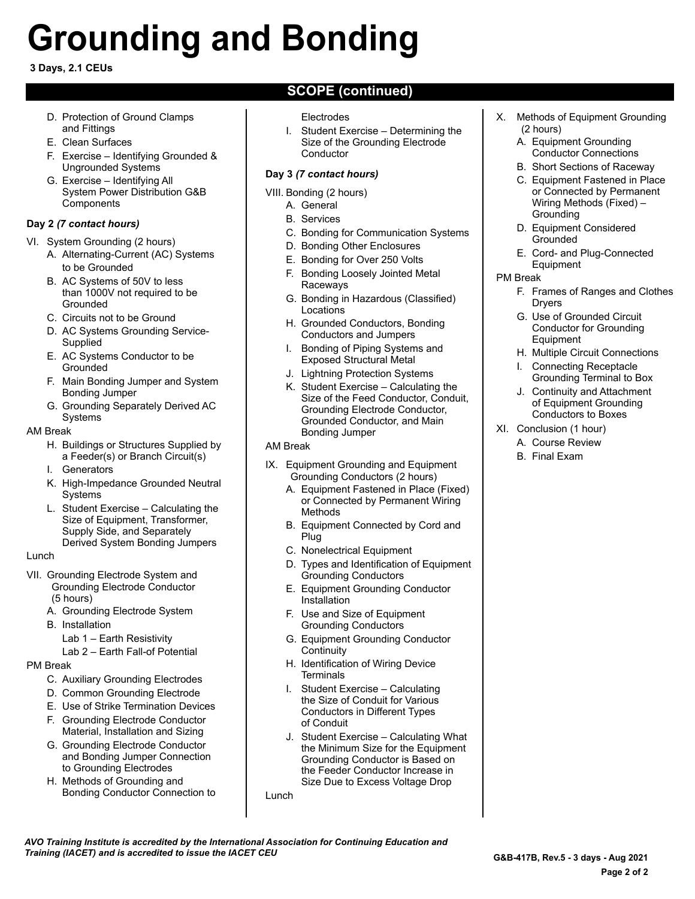# Grounding and Bonding

**3 Days, 2.1 CEUs**

## SCOPE (continued)

- D. Protection of Ground Clamps and Fittings
- E. Clean Surfaces
- F. Exercise – Identifying Grounded & Ungrounded Systems
- G. Exercise – Identifying All System Power Distribution G&B Components

**Day 2** ***(7 contact hours)***

VI. System Grounding (2 hours)

- A. Alternating-Current (AC) Systems to be Grounded
- B. AC Systems of 50V to less than 1000V not required to be Grounded
- C. Circuits not to be Ground
- D. AC Systems Grounding Service-Supplied
- E. AC Systems Conductor to be Grounded
- F. Main Bonding Jumper and System Bonding Jumper
- G. Grounding Separately Derived AC Systems

AM Break

- H. Buildings or Structures Supplied by a Feeder(s) or Branch Circuit(s)
- I. Generators
- K. High-Impedance Grounded Neutral Systems
- L. Student Exercise – Calculating the Size of Equipment, Transformer, Supply Side, and Separately Derived System Bonding Jumpers

Lunch

VII. Grounding Electrode System and Grounding Electrode Conductor (5 hours)

- A. Grounding Electrode System
- B. Installation
  - Lab 1 – Earth Resistivity
  - Lab 2 – Earth Fall-of Potential

PM Break

- C. Auxiliary Grounding Electrodes
- D. Common Grounding Electrode
- E. Use of Strike Termination Devices
- F. Grounding Electrode Conductor Material, Installation and Sizing
- G. Grounding Electrode Conductor and Bonding Jumper Connection to Grounding Electrodes
- H. Methods of Grounding and Bonding Conductor Connection to Electrodes
- I. Student Exercise – Determining the Size of the Grounding Electrode Conductor

**Day 3** ***(7 contact hours)***

VIII. Bonding (2 hours)

- A. General
- B. Services
- C. Bonding for Communication Systems
- D. Bonding Other Enclosures
- E. Bonding for Over 250 Volts
- F. Bonding Loosely Jointed Metal Raceways
- G. Bonding in Hazardous (Classified) Locations
- H. Grounded Conductors, Bonding Conductors and Jumpers
- I. Bonding of Piping Systems and Exposed Structural Metal
- J. Lightning Protection Systems
- K. Student Exercise – Calculating the Size of the Feed Conductor, Conduit, Grounding Electrode Conductor, Grounded Conductor, and Main Bonding Jumper

AM Break

IX. Equipment Grounding and Equipment Grounding Conductors (2 hours)

- A. Equipment Fastened in Place (Fixed) or Connected by Permanent Wiring Methods
- B. Equipment Connected by Cord and Plug
- C. Nonelectrical Equipment
- D. Types and Identification of Equipment Grounding Conductors
- E. Equipment Grounding Conductor Installation
- F. Use and Size of Equipment Grounding Conductors
- G. Equipment Grounding Conductor Continuity
- H. Identification of Wiring Device Terminals
- I. Student Exercise – Calculating the Size of Conduit for Various Conductors in Different Types of Conduit
- J. Student Exercise – Calculating What the Minimum Size for the Equipment Grounding Conductor is Based on the Feeder Conductor Increase in Size Due to Excess Voltage Drop

Lunch

X. Methods of Equipment Grounding (2 hours)

- A. Equipment Grounding Conductor Connections
- B. Short Sections of Raceway
- C. Equipment Fastened in Place or Connected by Permanent Wiring Methods (Fixed) – Grounding
- D. Equipment Considered Grounded
- E. Cord- and Plug-Connected Equipment

PM Break

- F. Frames of Ranges and Clothes Dryers
- G. Use of Grounded Circuit Conductor for Grounding Equipment
- H. Multiple Circuit Connections
- I. Connecting Receptacle Grounding Terminal to Box
- J. Continuity and Attachment of Equipment Grounding Conductors to Boxes

XI. Conclusion (1 hour)

- A. Course Review
- B. Final Exam

***AVO Training Institute is accredited by the International Association for Continuing Education and Training (IACET) and is accredited to issue the IACET CEU***

**G&B-417B, Rev.5 - 3 days - Aug 2021**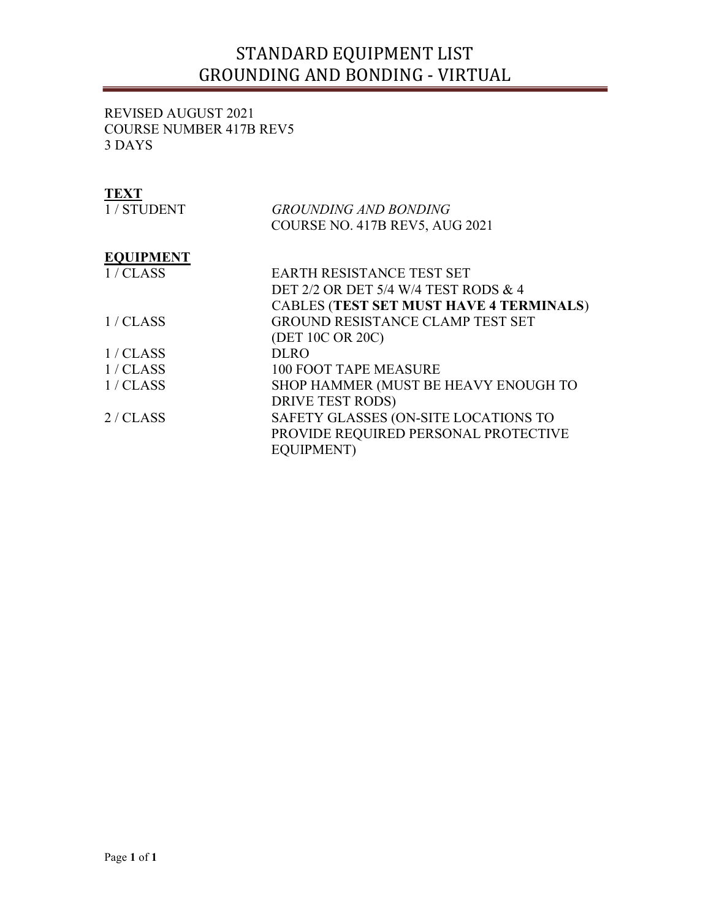# STANDARD EQUIPMENT LIST
# GROUNDING AND BONDING - VIRTUAL

REVISED AUGUST 2021
COURSE NUMBER 417B REV5
3 DAYS

**TEXT**

| | |
|---|---|
| 1 / STUDENT | *GROUNDING AND BONDING* <br> COURSE NO. 417B REV5, AUG 2021 |

**EQUIPMENT**

| | |
|---|---|
| 1 / CLASS | EARTH RESISTANCE TEST SET <br> DET 2/2 OR DET 5/4 W/4 TEST RODS & 4 CABLES (**TEST SET MUST HAVE 4 TERMINALS**) |
| 1 / CLASS | GROUND RESISTANCE CLAMP TEST SET (DET 10C OR 20C) |
| 1 / CLASS | DLRO |
| 1 / CLASS | 100 FOOT TAPE MEASURE |
| 1 / CLASS | SHOP HAMMER (MUST BE HEAVY ENOUGH TO DRIVE TEST RODS) |
| 2 / CLASS | SAFETY GLASSES (ON-SITE LOCATIONS TO PROVIDE REQUIRED PERSONAL PROTECTIVE EQUIPMENT) |